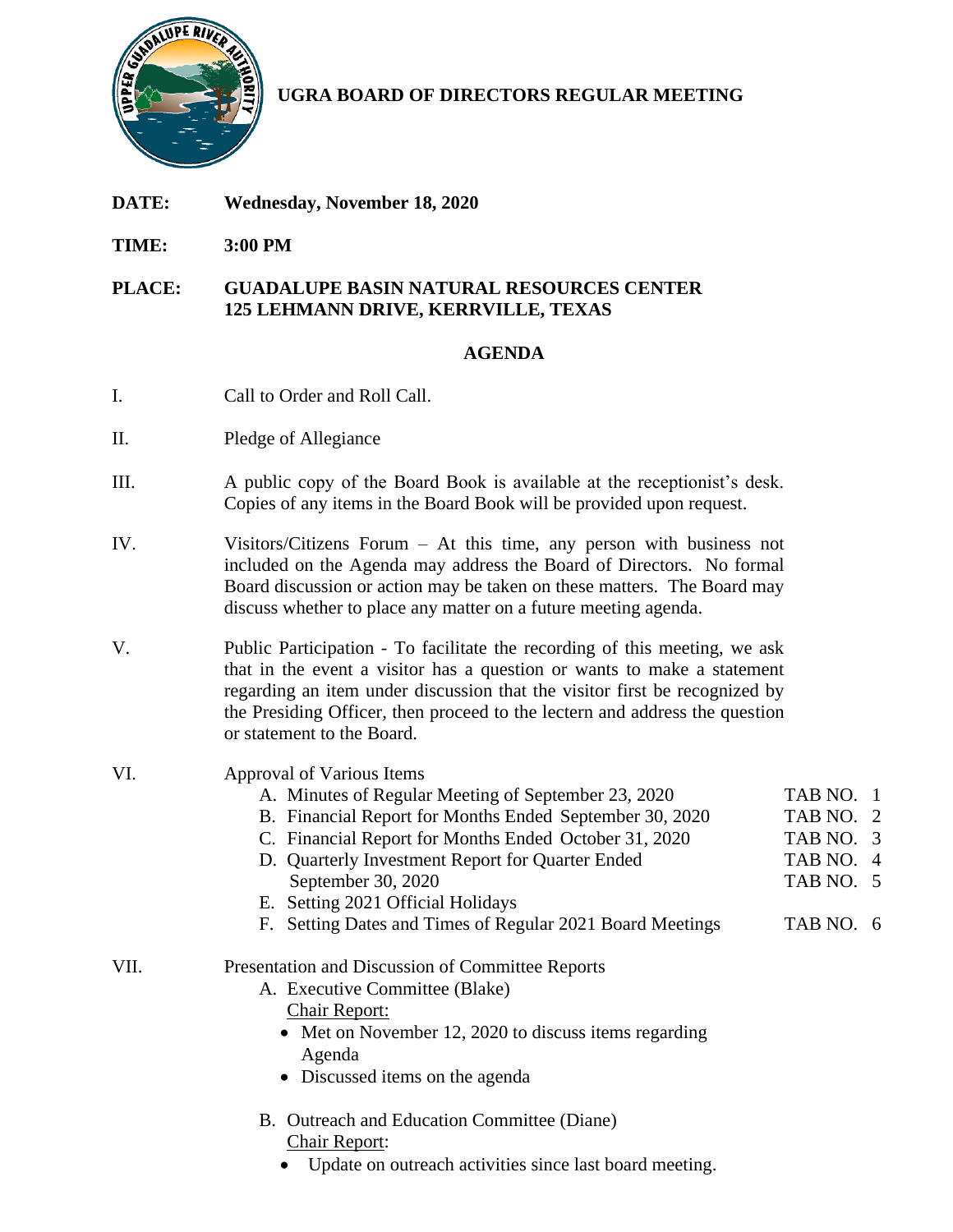# UGRA BOARD OF DIRECTORS REGULAR MEETING

**DATE:** **Wednesday, November 18, 2020**

**TIME:** **3:00 PM**

**PLACE:** **GUADALUPE BASIN NATURAL RESOURCES CENTER**
**125 LEHMANN DRIVE, KERRVILLE, TEXAS**

## AGENDA

I. Call to Order and Roll Call.

II. Pledge of Allegiance

III. A public copy of the Board Book is available at the receptionist's desk. Copies of any items in the Board Book will be provided upon request.

IV. Visitors/Citizens Forum – At this time, any person with business not included on the Agenda may address the Board of Directors. No formal Board discussion or action may be taken on these matters. The Board may discuss whether to place any matter on a future meeting agenda.

V. Public Participation - To facilitate the recording of this meeting, we ask that in the event a visitor has a question or wants to make a statement regarding an item under discussion that the visitor first be recognized by the Presiding Officer, then proceed to the lectern and address the question or statement to the Board.

VI. Approval of Various Items

- A. Minutes of Regular Meeting of September 23, 2020 — TAB NO. 1
- B. Financial Report for Months Ended September 30, 2020 — TAB NO. 2
- C. Financial Report for Months Ended October 31, 2020 — TAB NO. 3
- D. Quarterly Investment Report for Quarter Ended September 30, 2020 — TAB NO. 4
- E. Setting 2021 Official Holidays — TAB NO. 5
- F. Setting Dates and Times of Regular 2021 Board Meetings — TAB NO. 6

VII. Presentation and Discussion of Committee Reports

- A. Executive Committee (Blake)
  Chair Report:
  - Met on November 12, 2020 to discuss items regarding Agenda
  - Discussed items on the agenda
- B. Outreach and Education Committee (Diane)
  Chair Report:
  - Update on outreach activities since last board meeting.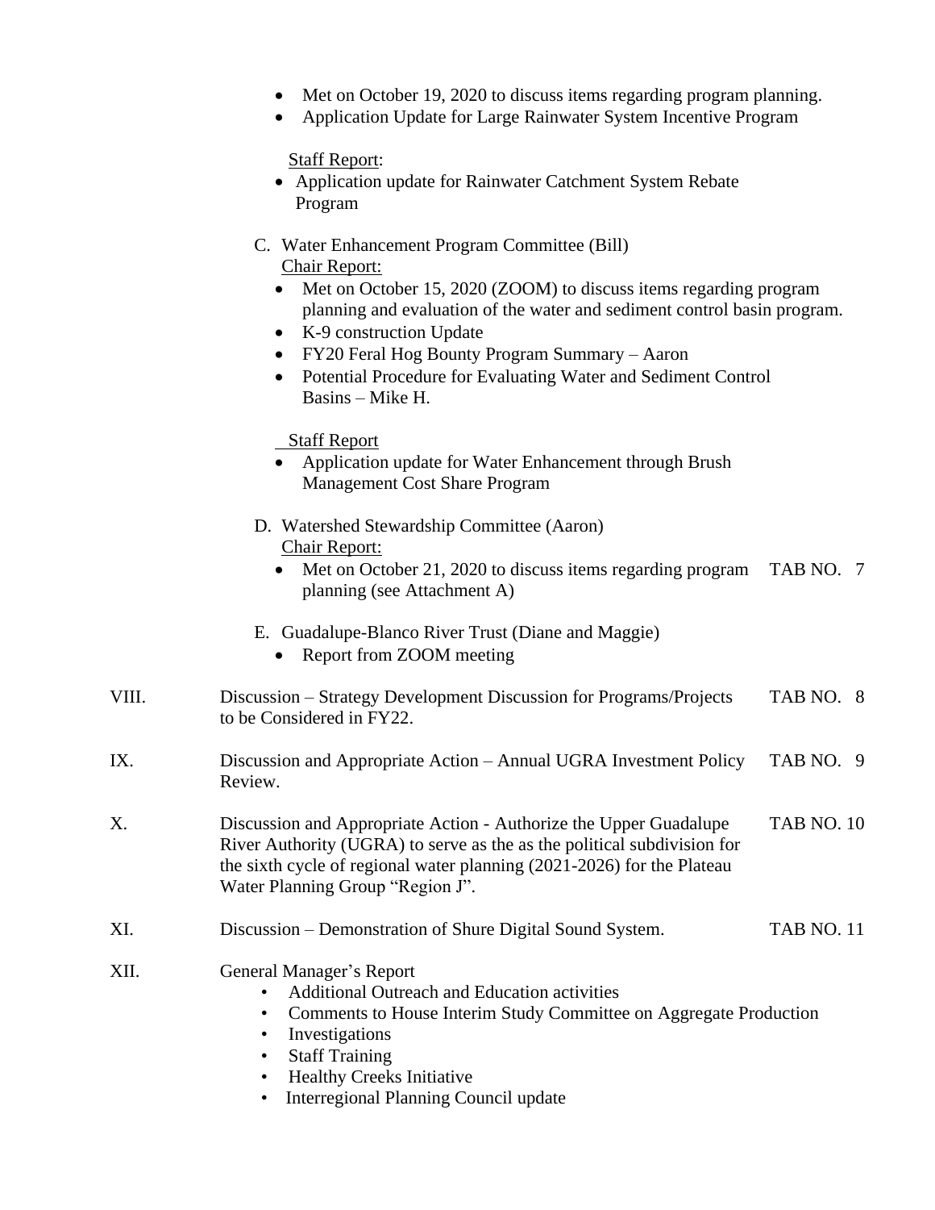- Met on October 19, 2020 to discuss items regarding program planning.
- Application Update for Large Rainwater System Incentive Program

Staff Report:

- Application update for Rainwater Catchment System Rebate Program

C. Water Enhancement Program Committee (Bill)

Chair Report:

- Met on October 15, 2020 (ZOOM) to discuss items regarding program planning and evaluation of the water and sediment control basin program.
- K-9 construction Update
- FY20 Feral Hog Bounty Program Summary – Aaron
- Potential Procedure for Evaluating Water and Sediment Control Basins – Mike H.

Staff Report

- Application update for Water Enhancement through Brush Management Cost Share Program

D. Watershed Stewardship Committee (Aaron)

Chair Report:

- Met on October 21, 2020 to discuss items regarding program planning (see Attachment A) — TAB NO. 7

E. Guadalupe-Blanco River Trust (Diane and Maggie)

- Report from ZOOM meeting

VIII. Discussion – Strategy Development Discussion for Programs/Projects to be Considered in FY22. — TAB NO. 8

IX. Discussion and Appropriate Action – Annual UGRA Investment Policy Review. — TAB NO. 9

X. Discussion and Appropriate Action - Authorize the Upper Guadalupe River Authority (UGRA) to serve as the as the political subdivision for the sixth cycle of regional water planning (2021-2026) for the Plateau Water Planning Group "Region J". — TAB NO. 10

XI. Discussion – Demonstration of Shure Digital Sound System. — TAB NO. 11

XII. General Manager's Report

- Additional Outreach and Education activities
- Comments to House Interim Study Committee on Aggregate Production
- Investigations
- Staff Training
- Healthy Creeks Initiative
- Interregional Planning Council update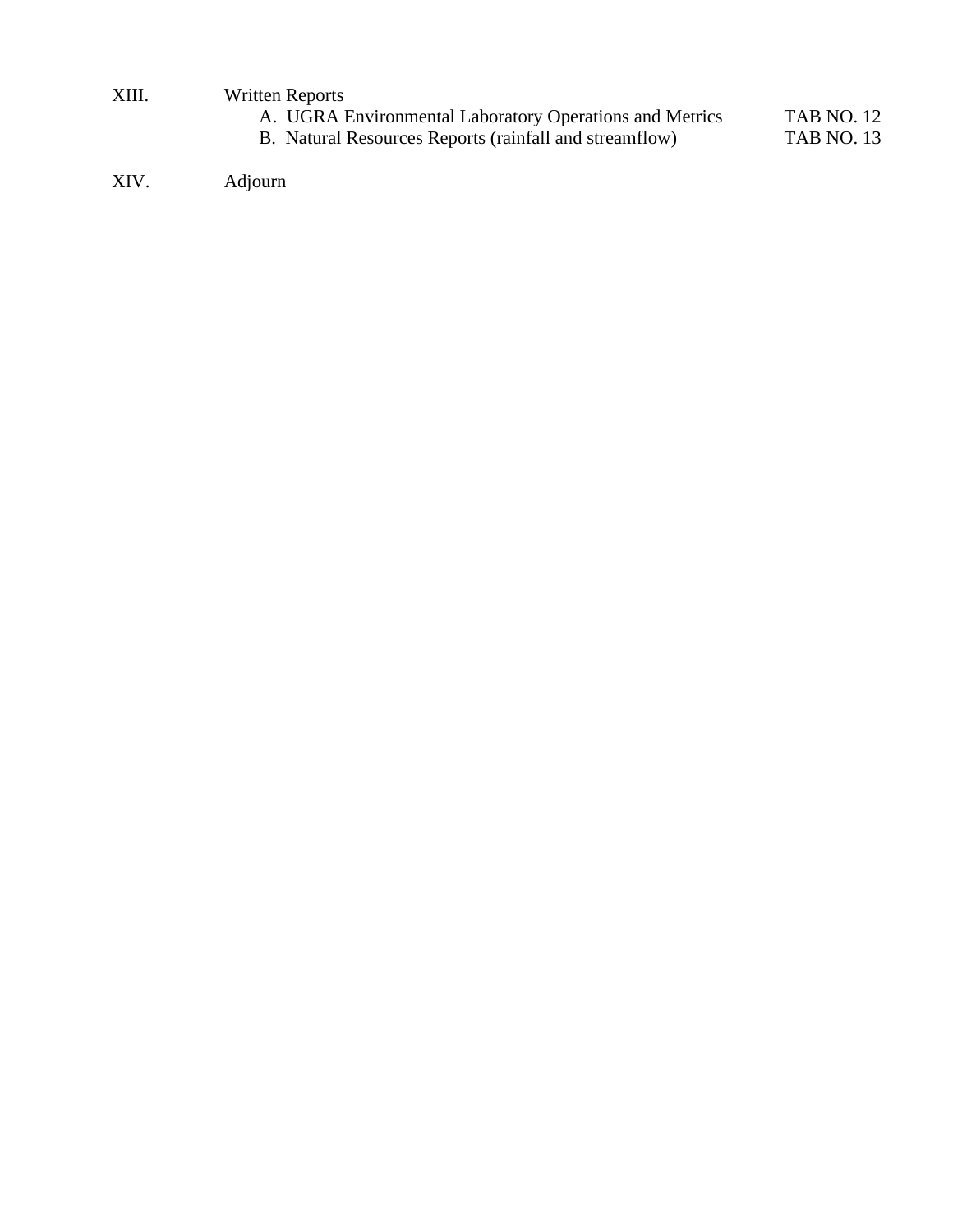XIII. Written Reports

A. UGRA Environmental Laboratory Operations and Metrics TAB NO. 12

B. Natural Resources Reports (rainfall and streamflow) TAB NO. 13

XIV. Adjourn